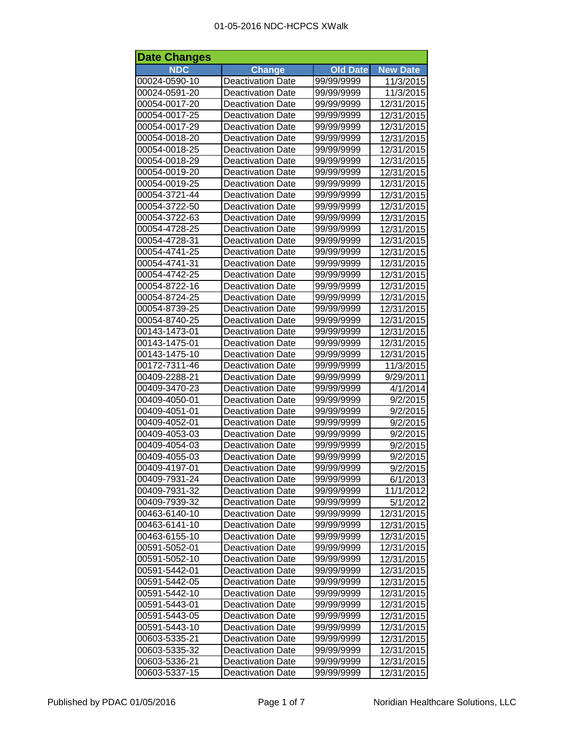## Date Changes

| NDC | Change | Old Date | New Date |
|---|---|---|---|
| 00024-0590-10 | Deactivation Date | 99/99/9999 | 11/3/2015 |
| 00024-0591-20 | Deactivation Date | 99/99/9999 | 11/3/2015 |
| 00054-0017-20 | Deactivation Date | 99/99/9999 | 12/31/2015 |
| 00054-0017-25 | Deactivation Date | 99/99/9999 | 12/31/2015 |
| 00054-0017-29 | Deactivation Date | 99/99/9999 | 12/31/2015 |
| 00054-0018-20 | Deactivation Date | 99/99/9999 | 12/31/2015 |
| 00054-0018-25 | Deactivation Date | 99/99/9999 | 12/31/2015 |
| 00054-0018-29 | Deactivation Date | 99/99/9999 | 12/31/2015 |
| 00054-0019-20 | Deactivation Date | 99/99/9999 | 12/31/2015 |
| 00054-0019-25 | Deactivation Date | 99/99/9999 | 12/31/2015 |
| 00054-3721-44 | Deactivation Date | 99/99/9999 | 12/31/2015 |
| 00054-3722-50 | Deactivation Date | 99/99/9999 | 12/31/2015 |
| 00054-3722-63 | Deactivation Date | 99/99/9999 | 12/31/2015 |
| 00054-4728-25 | Deactivation Date | 99/99/9999 | 12/31/2015 |
| 00054-4728-31 | Deactivation Date | 99/99/9999 | 12/31/2015 |
| 00054-4741-25 | Deactivation Date | 99/99/9999 | 12/31/2015 |
| 00054-4741-31 | Deactivation Date | 99/99/9999 | 12/31/2015 |
| 00054-4742-25 | Deactivation Date | 99/99/9999 | 12/31/2015 |
| 00054-8722-16 | Deactivation Date | 99/99/9999 | 12/31/2015 |
| 00054-8724-25 | Deactivation Date | 99/99/9999 | 12/31/2015 |
| 00054-8739-25 | Deactivation Date | 99/99/9999 | 12/31/2015 |
| 00054-8740-25 | Deactivation Date | 99/99/9999 | 12/31/2015 |
| 00143-1473-01 | Deactivation Date | 99/99/9999 | 12/31/2015 |
| 00143-1475-01 | Deactivation Date | 99/99/9999 | 12/31/2015 |
| 00143-1475-10 | Deactivation Date | 99/99/9999 | 12/31/2015 |
| 00172-7311-46 | Deactivation Date | 99/99/9999 | 11/3/2015 |
| 00409-2288-21 | Deactivation Date | 99/99/9999 | 9/29/2011 |
| 00409-3470-23 | Deactivation Date | 99/99/9999 | 4/1/2014 |
| 00409-4050-01 | Deactivation Date | 99/99/9999 | 9/2/2015 |
| 00409-4051-01 | Deactivation Date | 99/99/9999 | 9/2/2015 |
| 00409-4052-01 | Deactivation Date | 99/99/9999 | 9/2/2015 |
| 00409-4053-03 | Deactivation Date | 99/99/9999 | 9/2/2015 |
| 00409-4054-03 | Deactivation Date | 99/99/9999 | 9/2/2015 |
| 00409-4055-03 | Deactivation Date | 99/99/9999 | 9/2/2015 |
| 00409-4197-01 | Deactivation Date | 99/99/9999 | 9/2/2015 |
| 00409-7931-24 | Deactivation Date | 99/99/9999 | 6/1/2013 |
| 00409-7931-32 | Deactivation Date | 99/99/9999 | 11/1/2012 |
| 00409-7939-32 | Deactivation Date | 99/99/9999 | 5/1/2012 |
| 00463-6140-10 | Deactivation Date | 99/99/9999 | 12/31/2015 |
| 00463-6141-10 | Deactivation Date | 99/99/9999 | 12/31/2015 |
| 00463-6155-10 | Deactivation Date | 99/99/9999 | 12/31/2015 |
| 00591-5052-01 | Deactivation Date | 99/99/9999 | 12/31/2015 |
| 00591-5052-10 | Deactivation Date | 99/99/9999 | 12/31/2015 |
| 00591-5442-01 | Deactivation Date | 99/99/9999 | 12/31/2015 |
| 00591-5442-05 | Deactivation Date | 99/99/9999 | 12/31/2015 |
| 00591-5442-10 | Deactivation Date | 99/99/9999 | 12/31/2015 |
| 00591-5443-01 | Deactivation Date | 99/99/9999 | 12/31/2015 |
| 00591-5443-05 | Deactivation Date | 99/99/9999 | 12/31/2015 |
| 00591-5443-10 | Deactivation Date | 99/99/9999 | 12/31/2015 |
| 00603-5335-21 | Deactivation Date | 99/99/9999 | 12/31/2015 |
| 00603-5335-32 | Deactivation Date | 99/99/9999 | 12/31/2015 |
| 00603-5336-21 | Deactivation Date | 99/99/9999 | 12/31/2015 |
| 00603-5337-15 | Deactivation Date | 99/99/9999 | 12/31/2015 |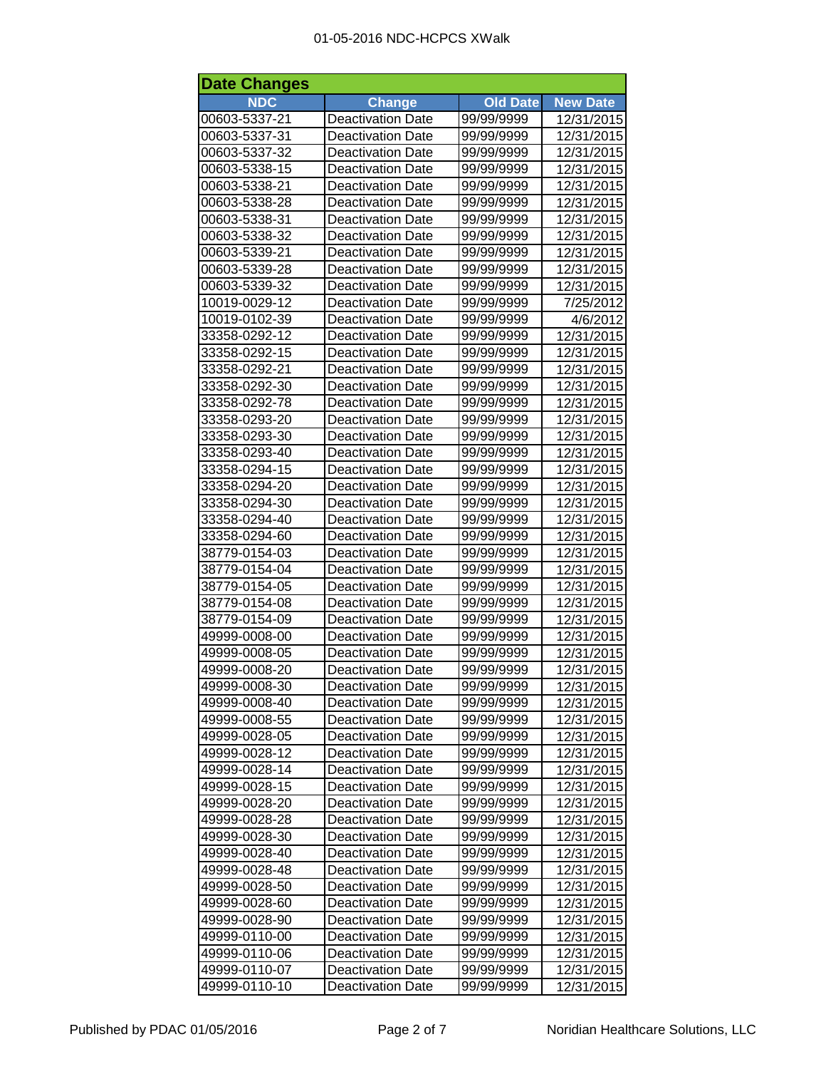## Date Changes

| NDC | Change | Old Date | New Date |
|---|---|---|---|
| 00603-5337-21 | Deactivation Date | 99/99/9999 | 12/31/2015 |
| 00603-5337-31 | Deactivation Date | 99/99/9999 | 12/31/2015 |
| 00603-5337-32 | Deactivation Date | 99/99/9999 | 12/31/2015 |
| 00603-5338-15 | Deactivation Date | 99/99/9999 | 12/31/2015 |
| 00603-5338-21 | Deactivation Date | 99/99/9999 | 12/31/2015 |
| 00603-5338-28 | Deactivation Date | 99/99/9999 | 12/31/2015 |
| 00603-5338-31 | Deactivation Date | 99/99/9999 | 12/31/2015 |
| 00603-5338-32 | Deactivation Date | 99/99/9999 | 12/31/2015 |
| 00603-5339-21 | Deactivation Date | 99/99/9999 | 12/31/2015 |
| 00603-5339-28 | Deactivation Date | 99/99/9999 | 12/31/2015 |
| 00603-5339-32 | Deactivation Date | 99/99/9999 | 12/31/2015 |
| 10019-0029-12 | Deactivation Date | 99/99/9999 | 7/25/2012 |
| 10019-0102-39 | Deactivation Date | 99/99/9999 | 4/6/2012 |
| 33358-0292-12 | Deactivation Date | 99/99/9999 | 12/31/2015 |
| 33358-0292-15 | Deactivation Date | 99/99/9999 | 12/31/2015 |
| 33358-0292-21 | Deactivation Date | 99/99/9999 | 12/31/2015 |
| 33358-0292-30 | Deactivation Date | 99/99/9999 | 12/31/2015 |
| 33358-0292-78 | Deactivation Date | 99/99/9999 | 12/31/2015 |
| 33358-0293-20 | Deactivation Date | 99/99/9999 | 12/31/2015 |
| 33358-0293-30 | Deactivation Date | 99/99/9999 | 12/31/2015 |
| 33358-0293-40 | Deactivation Date | 99/99/9999 | 12/31/2015 |
| 33358-0294-15 | Deactivation Date | 99/99/9999 | 12/31/2015 |
| 33358-0294-20 | Deactivation Date | 99/99/9999 | 12/31/2015 |
| 33358-0294-30 | Deactivation Date | 99/99/9999 | 12/31/2015 |
| 33358-0294-40 | Deactivation Date | 99/99/9999 | 12/31/2015 |
| 33358-0294-60 | Deactivation Date | 99/99/9999 | 12/31/2015 |
| 38779-0154-03 | Deactivation Date | 99/99/9999 | 12/31/2015 |
| 38779-0154-04 | Deactivation Date | 99/99/9999 | 12/31/2015 |
| 38779-0154-05 | Deactivation Date | 99/99/9999 | 12/31/2015 |
| 38779-0154-08 | Deactivation Date | 99/99/9999 | 12/31/2015 |
| 38779-0154-09 | Deactivation Date | 99/99/9999 | 12/31/2015 |
| 49999-0008-00 | Deactivation Date | 99/99/9999 | 12/31/2015 |
| 49999-0008-05 | Deactivation Date | 99/99/9999 | 12/31/2015 |
| 49999-0008-20 | Deactivation Date | 99/99/9999 | 12/31/2015 |
| 49999-0008-30 | Deactivation Date | 99/99/9999 | 12/31/2015 |
| 49999-0008-40 | Deactivation Date | 99/99/9999 | 12/31/2015 |
| 49999-0008-55 | Deactivation Date | 99/99/9999 | 12/31/2015 |
| 49999-0028-05 | Deactivation Date | 99/99/9999 | 12/31/2015 |
| 49999-0028-12 | Deactivation Date | 99/99/9999 | 12/31/2015 |
| 49999-0028-14 | Deactivation Date | 99/99/9999 | 12/31/2015 |
| 49999-0028-15 | Deactivation Date | 99/99/9999 | 12/31/2015 |
| 49999-0028-20 | Deactivation Date | 99/99/9999 | 12/31/2015 |
| 49999-0028-28 | Deactivation Date | 99/99/9999 | 12/31/2015 |
| 49999-0028-30 | Deactivation Date | 99/99/9999 | 12/31/2015 |
| 49999-0028-40 | Deactivation Date | 99/99/9999 | 12/31/2015 |
| 49999-0028-48 | Deactivation Date | 99/99/9999 | 12/31/2015 |
| 49999-0028-50 | Deactivation Date | 99/99/9999 | 12/31/2015 |
| 49999-0028-60 | Deactivation Date | 99/99/9999 | 12/31/2015 |
| 49999-0028-90 | Deactivation Date | 99/99/9999 | 12/31/2015 |
| 49999-0110-00 | Deactivation Date | 99/99/9999 | 12/31/2015 |
| 49999-0110-06 | Deactivation Date | 99/99/9999 | 12/31/2015 |
| 49999-0110-07 | Deactivation Date | 99/99/9999 | 12/31/2015 |
| 49999-0110-10 | Deactivation Date | 99/99/9999 | 12/31/2015 |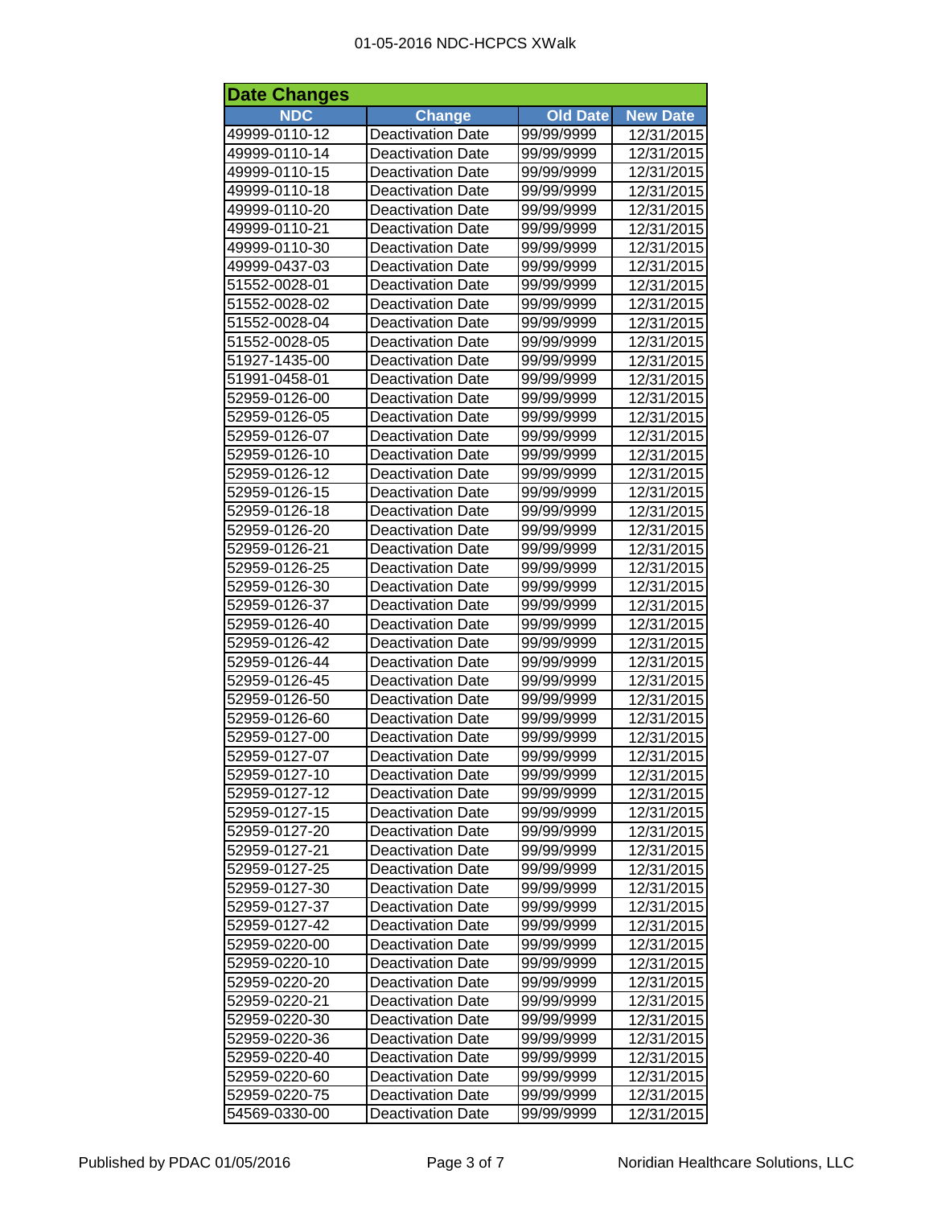## Date Changes

| NDC | Change | Old Date | New Date |
|---|---|---|---|
| 49999-0110-12 | Deactivation Date | 99/99/9999 | 12/31/2015 |
| 49999-0110-14 | Deactivation Date | 99/99/9999 | 12/31/2015 |
| 49999-0110-15 | Deactivation Date | 99/99/9999 | 12/31/2015 |
| 49999-0110-18 | Deactivation Date | 99/99/9999 | 12/31/2015 |
| 49999-0110-20 | Deactivation Date | 99/99/9999 | 12/31/2015 |
| 49999-0110-21 | Deactivation Date | 99/99/9999 | 12/31/2015 |
| 49999-0110-30 | Deactivation Date | 99/99/9999 | 12/31/2015 |
| 49999-0437-03 | Deactivation Date | 99/99/9999 | 12/31/2015 |
| 51552-0028-01 | Deactivation Date | 99/99/9999 | 12/31/2015 |
| 51552-0028-02 | Deactivation Date | 99/99/9999 | 12/31/2015 |
| 51552-0028-04 | Deactivation Date | 99/99/9999 | 12/31/2015 |
| 51552-0028-05 | Deactivation Date | 99/99/9999 | 12/31/2015 |
| 51927-1435-00 | Deactivation Date | 99/99/9999 | 12/31/2015 |
| 51991-0458-01 | Deactivation Date | 99/99/9999 | 12/31/2015 |
| 52959-0126-00 | Deactivation Date | 99/99/9999 | 12/31/2015 |
| 52959-0126-05 | Deactivation Date | 99/99/9999 | 12/31/2015 |
| 52959-0126-07 | Deactivation Date | 99/99/9999 | 12/31/2015 |
| 52959-0126-10 | Deactivation Date | 99/99/9999 | 12/31/2015 |
| 52959-0126-12 | Deactivation Date | 99/99/9999 | 12/31/2015 |
| 52959-0126-15 | Deactivation Date | 99/99/9999 | 12/31/2015 |
| 52959-0126-18 | Deactivation Date | 99/99/9999 | 12/31/2015 |
| 52959-0126-20 | Deactivation Date | 99/99/9999 | 12/31/2015 |
| 52959-0126-21 | Deactivation Date | 99/99/9999 | 12/31/2015 |
| 52959-0126-25 | Deactivation Date | 99/99/9999 | 12/31/2015 |
| 52959-0126-30 | Deactivation Date | 99/99/9999 | 12/31/2015 |
| 52959-0126-37 | Deactivation Date | 99/99/9999 | 12/31/2015 |
| 52959-0126-40 | Deactivation Date | 99/99/9999 | 12/31/2015 |
| 52959-0126-42 | Deactivation Date | 99/99/9999 | 12/31/2015 |
| 52959-0126-44 | Deactivation Date | 99/99/9999 | 12/31/2015 |
| 52959-0126-45 | Deactivation Date | 99/99/9999 | 12/31/2015 |
| 52959-0126-50 | Deactivation Date | 99/99/9999 | 12/31/2015 |
| 52959-0126-60 | Deactivation Date | 99/99/9999 | 12/31/2015 |
| 52959-0127-00 | Deactivation Date | 99/99/9999 | 12/31/2015 |
| 52959-0127-07 | Deactivation Date | 99/99/9999 | 12/31/2015 |
| 52959-0127-10 | Deactivation Date | 99/99/9999 | 12/31/2015 |
| 52959-0127-12 | Deactivation Date | 99/99/9999 | 12/31/2015 |
| 52959-0127-15 | Deactivation Date | 99/99/9999 | 12/31/2015 |
| 52959-0127-20 | Deactivation Date | 99/99/9999 | 12/31/2015 |
| 52959-0127-21 | Deactivation Date | 99/99/9999 | 12/31/2015 |
| 52959-0127-25 | Deactivation Date | 99/99/9999 | 12/31/2015 |
| 52959-0127-30 | Deactivation Date | 99/99/9999 | 12/31/2015 |
| 52959-0127-37 | Deactivation Date | 99/99/9999 | 12/31/2015 |
| 52959-0127-42 | Deactivation Date | 99/99/9999 | 12/31/2015 |
| 52959-0220-00 | Deactivation Date | 99/99/9999 | 12/31/2015 |
| 52959-0220-10 | Deactivation Date | 99/99/9999 | 12/31/2015 |
| 52959-0220-20 | Deactivation Date | 99/99/9999 | 12/31/2015 |
| 52959-0220-21 | Deactivation Date | 99/99/9999 | 12/31/2015 |
| 52959-0220-30 | Deactivation Date | 99/99/9999 | 12/31/2015 |
| 52959-0220-36 | Deactivation Date | 99/99/9999 | 12/31/2015 |
| 52959-0220-40 | Deactivation Date | 99/99/9999 | 12/31/2015 |
| 52959-0220-60 | Deactivation Date | 99/99/9999 | 12/31/2015 |
| 52959-0220-75 | Deactivation Date | 99/99/9999 | 12/31/2015 |
| 54569-0330-00 | Deactivation Date | 99/99/9999 | 12/31/2015 |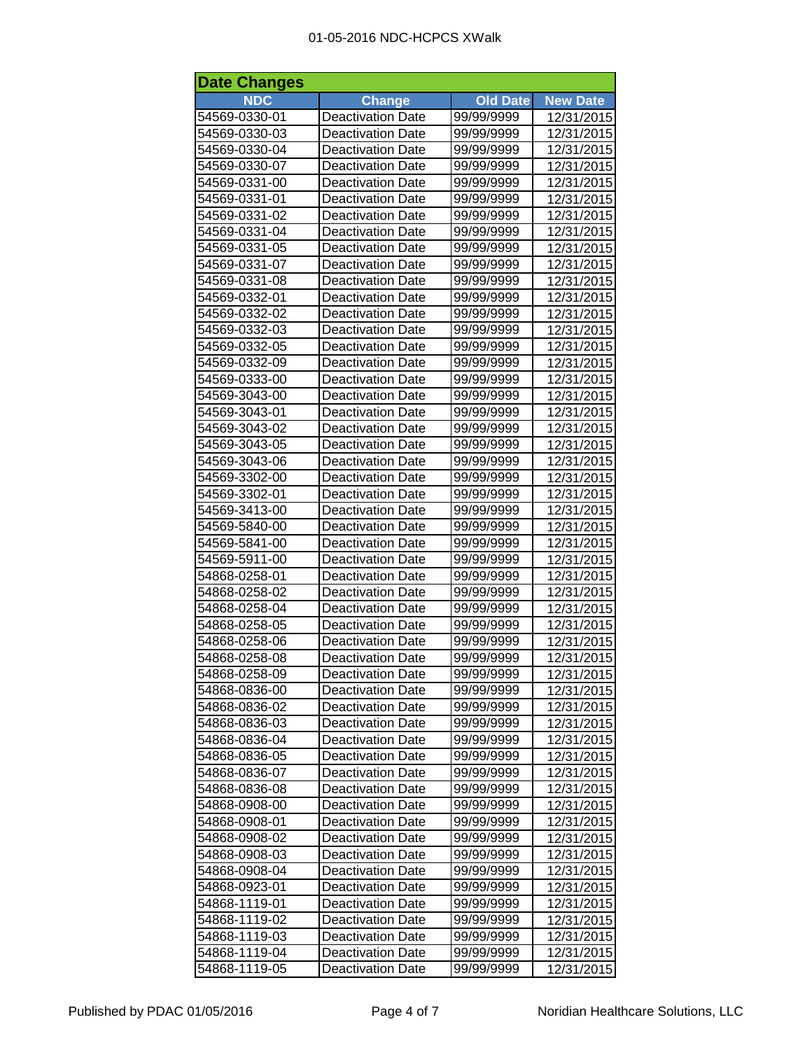## Date Changes

| NDC | Change | Old Date | New Date |
|---|---|---|---|
| 54569-0330-01 | Deactivation Date | 99/99/9999 | 12/31/2015 |
| 54569-0330-03 | Deactivation Date | 99/99/9999 | 12/31/2015 |
| 54569-0330-04 | Deactivation Date | 99/99/9999 | 12/31/2015 |
| 54569-0330-07 | Deactivation Date | 99/99/9999 | 12/31/2015 |
| 54569-0331-00 | Deactivation Date | 99/99/9999 | 12/31/2015 |
| 54569-0331-01 | Deactivation Date | 99/99/9999 | 12/31/2015 |
| 54569-0331-02 | Deactivation Date | 99/99/9999 | 12/31/2015 |
| 54569-0331-04 | Deactivation Date | 99/99/9999 | 12/31/2015 |
| 54569-0331-05 | Deactivation Date | 99/99/9999 | 12/31/2015 |
| 54569-0331-07 | Deactivation Date | 99/99/9999 | 12/31/2015 |
| 54569-0331-08 | Deactivation Date | 99/99/9999 | 12/31/2015 |
| 54569-0332-01 | Deactivation Date | 99/99/9999 | 12/31/2015 |
| 54569-0332-02 | Deactivation Date | 99/99/9999 | 12/31/2015 |
| 54569-0332-03 | Deactivation Date | 99/99/9999 | 12/31/2015 |
| 54569-0332-05 | Deactivation Date | 99/99/9999 | 12/31/2015 |
| 54569-0332-09 | Deactivation Date | 99/99/9999 | 12/31/2015 |
| 54569-0333-00 | Deactivation Date | 99/99/9999 | 12/31/2015 |
| 54569-3043-00 | Deactivation Date | 99/99/9999 | 12/31/2015 |
| 54569-3043-01 | Deactivation Date | 99/99/9999 | 12/31/2015 |
| 54569-3043-02 | Deactivation Date | 99/99/9999 | 12/31/2015 |
| 54569-3043-05 | Deactivation Date | 99/99/9999 | 12/31/2015 |
| 54569-3043-06 | Deactivation Date | 99/99/9999 | 12/31/2015 |
| 54569-3302-00 | Deactivation Date | 99/99/9999 | 12/31/2015 |
| 54569-3302-01 | Deactivation Date | 99/99/9999 | 12/31/2015 |
| 54569-3413-00 | Deactivation Date | 99/99/9999 | 12/31/2015 |
| 54569-5840-00 | Deactivation Date | 99/99/9999 | 12/31/2015 |
| 54569-5841-00 | Deactivation Date | 99/99/9999 | 12/31/2015 |
| 54569-5911-00 | Deactivation Date | 99/99/9999 | 12/31/2015 |
| 54868-0258-01 | Deactivation Date | 99/99/9999 | 12/31/2015 |
| 54868-0258-02 | Deactivation Date | 99/99/9999 | 12/31/2015 |
| 54868-0258-04 | Deactivation Date | 99/99/9999 | 12/31/2015 |
| 54868-0258-05 | Deactivation Date | 99/99/9999 | 12/31/2015 |
| 54868-0258-06 | Deactivation Date | 99/99/9999 | 12/31/2015 |
| 54868-0258-08 | Deactivation Date | 99/99/9999 | 12/31/2015 |
| 54868-0258-09 | Deactivation Date | 99/99/9999 | 12/31/2015 |
| 54868-0836-00 | Deactivation Date | 99/99/9999 | 12/31/2015 |
| 54868-0836-02 | Deactivation Date | 99/99/9999 | 12/31/2015 |
| 54868-0836-03 | Deactivation Date | 99/99/9999 | 12/31/2015 |
| 54868-0836-04 | Deactivation Date | 99/99/9999 | 12/31/2015 |
| 54868-0836-05 | Deactivation Date | 99/99/9999 | 12/31/2015 |
| 54868-0836-07 | Deactivation Date | 99/99/9999 | 12/31/2015 |
| 54868-0836-08 | Deactivation Date | 99/99/9999 | 12/31/2015 |
| 54868-0908-00 | Deactivation Date | 99/99/9999 | 12/31/2015 |
| 54868-0908-01 | Deactivation Date | 99/99/9999 | 12/31/2015 |
| 54868-0908-02 | Deactivation Date | 99/99/9999 | 12/31/2015 |
| 54868-0908-03 | Deactivation Date | 99/99/9999 | 12/31/2015 |
| 54868-0908-04 | Deactivation Date | 99/99/9999 | 12/31/2015 |
| 54868-0923-01 | Deactivation Date | 99/99/9999 | 12/31/2015 |
| 54868-1119-01 | Deactivation Date | 99/99/9999 | 12/31/2015 |
| 54868-1119-02 | Deactivation Date | 99/99/9999 | 12/31/2015 |
| 54868-1119-03 | Deactivation Date | 99/99/9999 | 12/31/2015 |
| 54868-1119-04 | Deactivation Date | 99/99/9999 | 12/31/2015 |
| 54868-1119-05 | Deactivation Date | 99/99/9999 | 12/31/2015 |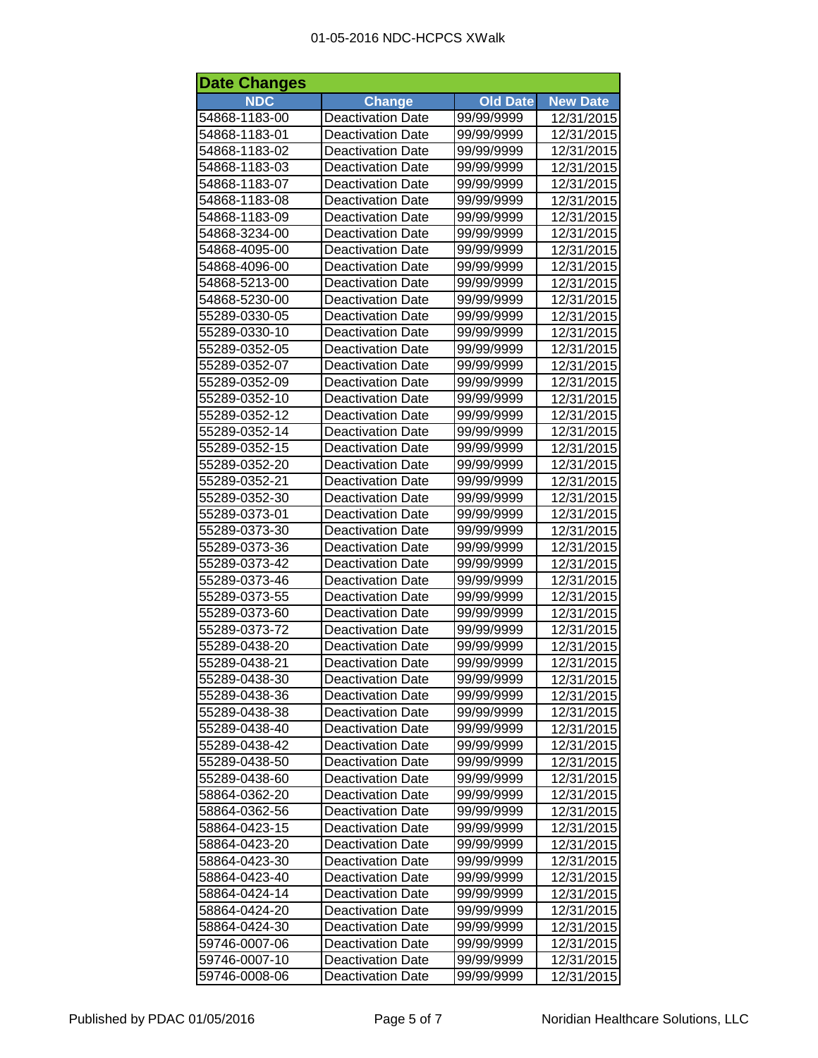## Date Changes

| NDC | Change | Old Date | New Date |
|---|---|---|---|
| 54868-1183-00 | Deactivation Date | 99/99/9999 | 12/31/2015 |
| 54868-1183-01 | Deactivation Date | 99/99/9999 | 12/31/2015 |
| 54868-1183-02 | Deactivation Date | 99/99/9999 | 12/31/2015 |
| 54868-1183-03 | Deactivation Date | 99/99/9999 | 12/31/2015 |
| 54868-1183-07 | Deactivation Date | 99/99/9999 | 12/31/2015 |
| 54868-1183-08 | Deactivation Date | 99/99/9999 | 12/31/2015 |
| 54868-1183-09 | Deactivation Date | 99/99/9999 | 12/31/2015 |
| 54868-3234-00 | Deactivation Date | 99/99/9999 | 12/31/2015 |
| 54868-4095-00 | Deactivation Date | 99/99/9999 | 12/31/2015 |
| 54868-4096-00 | Deactivation Date | 99/99/9999 | 12/31/2015 |
| 54868-5213-00 | Deactivation Date | 99/99/9999 | 12/31/2015 |
| 54868-5230-00 | Deactivation Date | 99/99/9999 | 12/31/2015 |
| 55289-0330-05 | Deactivation Date | 99/99/9999 | 12/31/2015 |
| 55289-0330-10 | Deactivation Date | 99/99/9999 | 12/31/2015 |
| 55289-0352-05 | Deactivation Date | 99/99/9999 | 12/31/2015 |
| 55289-0352-07 | Deactivation Date | 99/99/9999 | 12/31/2015 |
| 55289-0352-09 | Deactivation Date | 99/99/9999 | 12/31/2015 |
| 55289-0352-10 | Deactivation Date | 99/99/9999 | 12/31/2015 |
| 55289-0352-12 | Deactivation Date | 99/99/9999 | 12/31/2015 |
| 55289-0352-14 | Deactivation Date | 99/99/9999 | 12/31/2015 |
| 55289-0352-15 | Deactivation Date | 99/99/9999 | 12/31/2015 |
| 55289-0352-20 | Deactivation Date | 99/99/9999 | 12/31/2015 |
| 55289-0352-21 | Deactivation Date | 99/99/9999 | 12/31/2015 |
| 55289-0352-30 | Deactivation Date | 99/99/9999 | 12/31/2015 |
| 55289-0373-01 | Deactivation Date | 99/99/9999 | 12/31/2015 |
| 55289-0373-30 | Deactivation Date | 99/99/9999 | 12/31/2015 |
| 55289-0373-36 | Deactivation Date | 99/99/9999 | 12/31/2015 |
| 55289-0373-42 | Deactivation Date | 99/99/9999 | 12/31/2015 |
| 55289-0373-46 | Deactivation Date | 99/99/9999 | 12/31/2015 |
| 55289-0373-55 | Deactivation Date | 99/99/9999 | 12/31/2015 |
| 55289-0373-60 | Deactivation Date | 99/99/9999 | 12/31/2015 |
| 55289-0373-72 | Deactivation Date | 99/99/9999 | 12/31/2015 |
| 55289-0438-20 | Deactivation Date | 99/99/9999 | 12/31/2015 |
| 55289-0438-21 | Deactivation Date | 99/99/9999 | 12/31/2015 |
| 55289-0438-30 | Deactivation Date | 99/99/9999 | 12/31/2015 |
| 55289-0438-36 | Deactivation Date | 99/99/9999 | 12/31/2015 |
| 55289-0438-38 | Deactivation Date | 99/99/9999 | 12/31/2015 |
| 55289-0438-40 | Deactivation Date | 99/99/9999 | 12/31/2015 |
| 55289-0438-42 | Deactivation Date | 99/99/9999 | 12/31/2015 |
| 55289-0438-50 | Deactivation Date | 99/99/9999 | 12/31/2015 |
| 55289-0438-60 | Deactivation Date | 99/99/9999 | 12/31/2015 |
| 58864-0362-20 | Deactivation Date | 99/99/9999 | 12/31/2015 |
| 58864-0362-56 | Deactivation Date | 99/99/9999 | 12/31/2015 |
| 58864-0423-15 | Deactivation Date | 99/99/9999 | 12/31/2015 |
| 58864-0423-20 | Deactivation Date | 99/99/9999 | 12/31/2015 |
| 58864-0423-30 | Deactivation Date | 99/99/9999 | 12/31/2015 |
| 58864-0423-40 | Deactivation Date | 99/99/9999 | 12/31/2015 |
| 58864-0424-14 | Deactivation Date | 99/99/9999 | 12/31/2015 |
| 58864-0424-20 | Deactivation Date | 99/99/9999 | 12/31/2015 |
| 58864-0424-30 | Deactivation Date | 99/99/9999 | 12/31/2015 |
| 59746-0007-06 | Deactivation Date | 99/99/9999 | 12/31/2015 |
| 59746-0007-10 | Deactivation Date | 99/99/9999 | 12/31/2015 |
| 59746-0008-06 | Deactivation Date | 99/99/9999 | 12/31/2015 |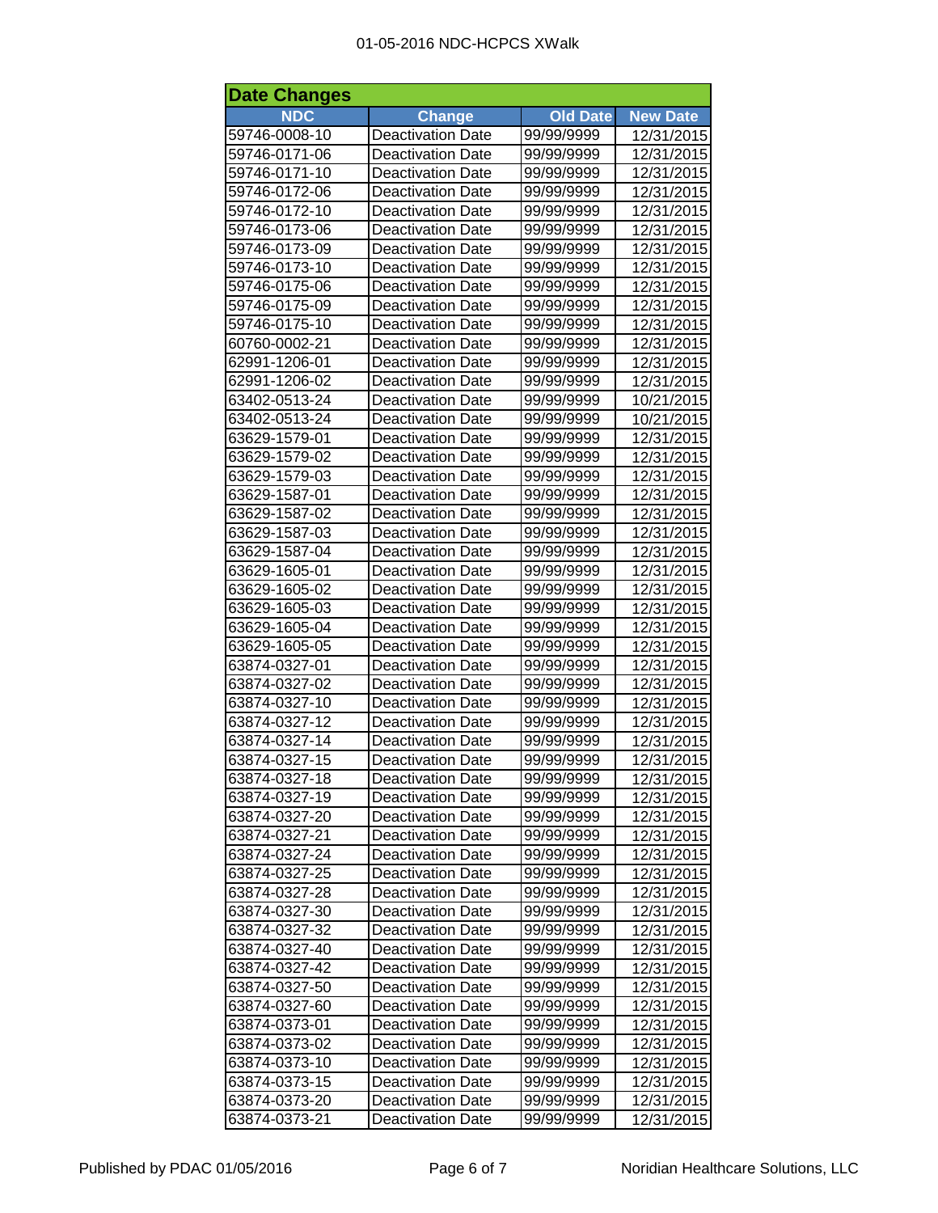## Date Changes

| NDC | Change | Old Date | New Date |
|---|---|---|---|
| 59746-0008-10 | Deactivation Date | 99/99/9999 | 12/31/2015 |
| 59746-0171-06 | Deactivation Date | 99/99/9999 | 12/31/2015 |
| 59746-0171-10 | Deactivation Date | 99/99/9999 | 12/31/2015 |
| 59746-0172-06 | Deactivation Date | 99/99/9999 | 12/31/2015 |
| 59746-0172-10 | Deactivation Date | 99/99/9999 | 12/31/2015 |
| 59746-0173-06 | Deactivation Date | 99/99/9999 | 12/31/2015 |
| 59746-0173-09 | Deactivation Date | 99/99/9999 | 12/31/2015 |
| 59746-0173-10 | Deactivation Date | 99/99/9999 | 12/31/2015 |
| 59746-0175-06 | Deactivation Date | 99/99/9999 | 12/31/2015 |
| 59746-0175-09 | Deactivation Date | 99/99/9999 | 12/31/2015 |
| 59746-0175-10 | Deactivation Date | 99/99/9999 | 12/31/2015 |
| 60760-0002-21 | Deactivation Date | 99/99/9999 | 12/31/2015 |
| 62991-1206-01 | Deactivation Date | 99/99/9999 | 12/31/2015 |
| 62991-1206-02 | Deactivation Date | 99/99/9999 | 12/31/2015 |
| 63402-0513-24 | Deactivation Date | 99/99/9999 | 10/21/2015 |
| 63402-0513-24 | Deactivation Date | 99/99/9999 | 10/21/2015 |
| 63629-1579-01 | Deactivation Date | 99/99/9999 | 12/31/2015 |
| 63629-1579-02 | Deactivation Date | 99/99/9999 | 12/31/2015 |
| 63629-1579-03 | Deactivation Date | 99/99/9999 | 12/31/2015 |
| 63629-1587-01 | Deactivation Date | 99/99/9999 | 12/31/2015 |
| 63629-1587-02 | Deactivation Date | 99/99/9999 | 12/31/2015 |
| 63629-1587-03 | Deactivation Date | 99/99/9999 | 12/31/2015 |
| 63629-1587-04 | Deactivation Date | 99/99/9999 | 12/31/2015 |
| 63629-1605-01 | Deactivation Date | 99/99/9999 | 12/31/2015 |
| 63629-1605-02 | Deactivation Date | 99/99/9999 | 12/31/2015 |
| 63629-1605-03 | Deactivation Date | 99/99/9999 | 12/31/2015 |
| 63629-1605-04 | Deactivation Date | 99/99/9999 | 12/31/2015 |
| 63629-1605-05 | Deactivation Date | 99/99/9999 | 12/31/2015 |
| 63874-0327-01 | Deactivation Date | 99/99/9999 | 12/31/2015 |
| 63874-0327-02 | Deactivation Date | 99/99/9999 | 12/31/2015 |
| 63874-0327-10 | Deactivation Date | 99/99/9999 | 12/31/2015 |
| 63874-0327-12 | Deactivation Date | 99/99/9999 | 12/31/2015 |
| 63874-0327-14 | Deactivation Date | 99/99/9999 | 12/31/2015 |
| 63874-0327-15 | Deactivation Date | 99/99/9999 | 12/31/2015 |
| 63874-0327-18 | Deactivation Date | 99/99/9999 | 12/31/2015 |
| 63874-0327-19 | Deactivation Date | 99/99/9999 | 12/31/2015 |
| 63874-0327-20 | Deactivation Date | 99/99/9999 | 12/31/2015 |
| 63874-0327-21 | Deactivation Date | 99/99/9999 | 12/31/2015 |
| 63874-0327-24 | Deactivation Date | 99/99/9999 | 12/31/2015 |
| 63874-0327-25 | Deactivation Date | 99/99/9999 | 12/31/2015 |
| 63874-0327-28 | Deactivation Date | 99/99/9999 | 12/31/2015 |
| 63874-0327-30 | Deactivation Date | 99/99/9999 | 12/31/2015 |
| 63874-0327-32 | Deactivation Date | 99/99/9999 | 12/31/2015 |
| 63874-0327-40 | Deactivation Date | 99/99/9999 | 12/31/2015 |
| 63874-0327-42 | Deactivation Date | 99/99/9999 | 12/31/2015 |
| 63874-0327-50 | Deactivation Date | 99/99/9999 | 12/31/2015 |
| 63874-0327-60 | Deactivation Date | 99/99/9999 | 12/31/2015 |
| 63874-0373-01 | Deactivation Date | 99/99/9999 | 12/31/2015 |
| 63874-0373-02 | Deactivation Date | 99/99/9999 | 12/31/2015 |
| 63874-0373-10 | Deactivation Date | 99/99/9999 | 12/31/2015 |
| 63874-0373-15 | Deactivation Date | 99/99/9999 | 12/31/2015 |
| 63874-0373-20 | Deactivation Date | 99/99/9999 | 12/31/2015 |
| 63874-0373-21 | Deactivation Date | 99/99/9999 | 12/31/2015 |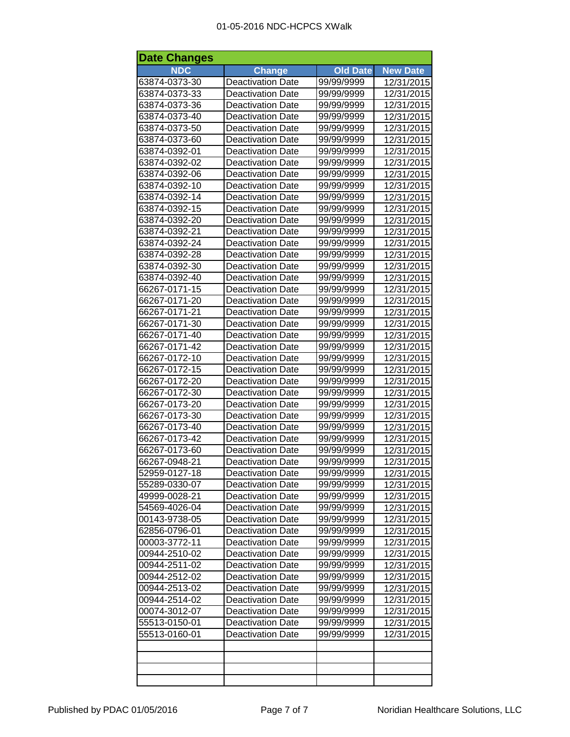## Date Changes

| NDC | Change | Old Date | New Date |
|---|---|---|---|
| 63874-0373-30 | Deactivation Date | 99/99/9999 | 12/31/2015 |
| 63874-0373-33 | Deactivation Date | 99/99/9999 | 12/31/2015 |
| 63874-0373-36 | Deactivation Date | 99/99/9999 | 12/31/2015 |
| 63874-0373-40 | Deactivation Date | 99/99/9999 | 12/31/2015 |
| 63874-0373-50 | Deactivation Date | 99/99/9999 | 12/31/2015 |
| 63874-0373-60 | Deactivation Date | 99/99/9999 | 12/31/2015 |
| 63874-0392-01 | Deactivation Date | 99/99/9999 | 12/31/2015 |
| 63874-0392-02 | Deactivation Date | 99/99/9999 | 12/31/2015 |
| 63874-0392-06 | Deactivation Date | 99/99/9999 | 12/31/2015 |
| 63874-0392-10 | Deactivation Date | 99/99/9999 | 12/31/2015 |
| 63874-0392-14 | Deactivation Date | 99/99/9999 | 12/31/2015 |
| 63874-0392-15 | Deactivation Date | 99/99/9999 | 12/31/2015 |
| 63874-0392-20 | Deactivation Date | 99/99/9999 | 12/31/2015 |
| 63874-0392-21 | Deactivation Date | 99/99/9999 | 12/31/2015 |
| 63874-0392-24 | Deactivation Date | 99/99/9999 | 12/31/2015 |
| 63874-0392-28 | Deactivation Date | 99/99/9999 | 12/31/2015 |
| 63874-0392-30 | Deactivation Date | 99/99/9999 | 12/31/2015 |
| 63874-0392-40 | Deactivation Date | 99/99/9999 | 12/31/2015 |
| 66267-0171-15 | Deactivation Date | 99/99/9999 | 12/31/2015 |
| 66267-0171-20 | Deactivation Date | 99/99/9999 | 12/31/2015 |
| 66267-0171-21 | Deactivation Date | 99/99/9999 | 12/31/2015 |
| 66267-0171-30 | Deactivation Date | 99/99/9999 | 12/31/2015 |
| 66267-0171-40 | Deactivation Date | 99/99/9999 | 12/31/2015 |
| 66267-0171-42 | Deactivation Date | 99/99/9999 | 12/31/2015 |
| 66267-0172-10 | Deactivation Date | 99/99/9999 | 12/31/2015 |
| 66267-0172-15 | Deactivation Date | 99/99/9999 | 12/31/2015 |
| 66267-0172-20 | Deactivation Date | 99/99/9999 | 12/31/2015 |
| 66267-0172-30 | Deactivation Date | 99/99/9999 | 12/31/2015 |
| 66267-0173-20 | Deactivation Date | 99/99/9999 | 12/31/2015 |
| 66267-0173-30 | Deactivation Date | 99/99/9999 | 12/31/2015 |
| 66267-0173-40 | Deactivation Date | 99/99/9999 | 12/31/2015 |
| 66267-0173-42 | Deactivation Date | 99/99/9999 | 12/31/2015 |
| 66267-0173-60 | Deactivation Date | 99/99/9999 | 12/31/2015 |
| 66267-0948-21 | Deactivation Date | 99/99/9999 | 12/31/2015 |
| 52959-0127-18 | Deactivation Date | 99/99/9999 | 12/31/2015 |
| 55289-0330-07 | Deactivation Date | 99/99/9999 | 12/31/2015 |
| 49999-0028-21 | Deactivation Date | 99/99/9999 | 12/31/2015 |
| 54569-4026-04 | Deactivation Date | 99/99/9999 | 12/31/2015 |
| 00143-9738-05 | Deactivation Date | 99/99/9999 | 12/31/2015 |
| 62856-0796-01 | Deactivation Date | 99/99/9999 | 12/31/2015 |
| 00003-3772-11 | Deactivation Date | 99/99/9999 | 12/31/2015 |
| 00944-2510-02 | Deactivation Date | 99/99/9999 | 12/31/2015 |
| 00944-2511-02 | Deactivation Date | 99/99/9999 | 12/31/2015 |
| 00944-2512-02 | Deactivation Date | 99/99/9999 | 12/31/2015 |
| 00944-2513-02 | Deactivation Date | 99/99/9999 | 12/31/2015 |
| 00944-2514-02 | Deactivation Date | 99/99/9999 | 12/31/2015 |
| 00074-3012-07 | Deactivation Date | 99/99/9999 | 12/31/2015 |
| 55513-0150-01 | Deactivation Date | 99/99/9999 | 12/31/2015 |
| 55513-0160-01 | Deactivation Date | 99/99/9999 | 12/31/2015 |
| | | | |
| | | | |
| | | | |
| | | | |